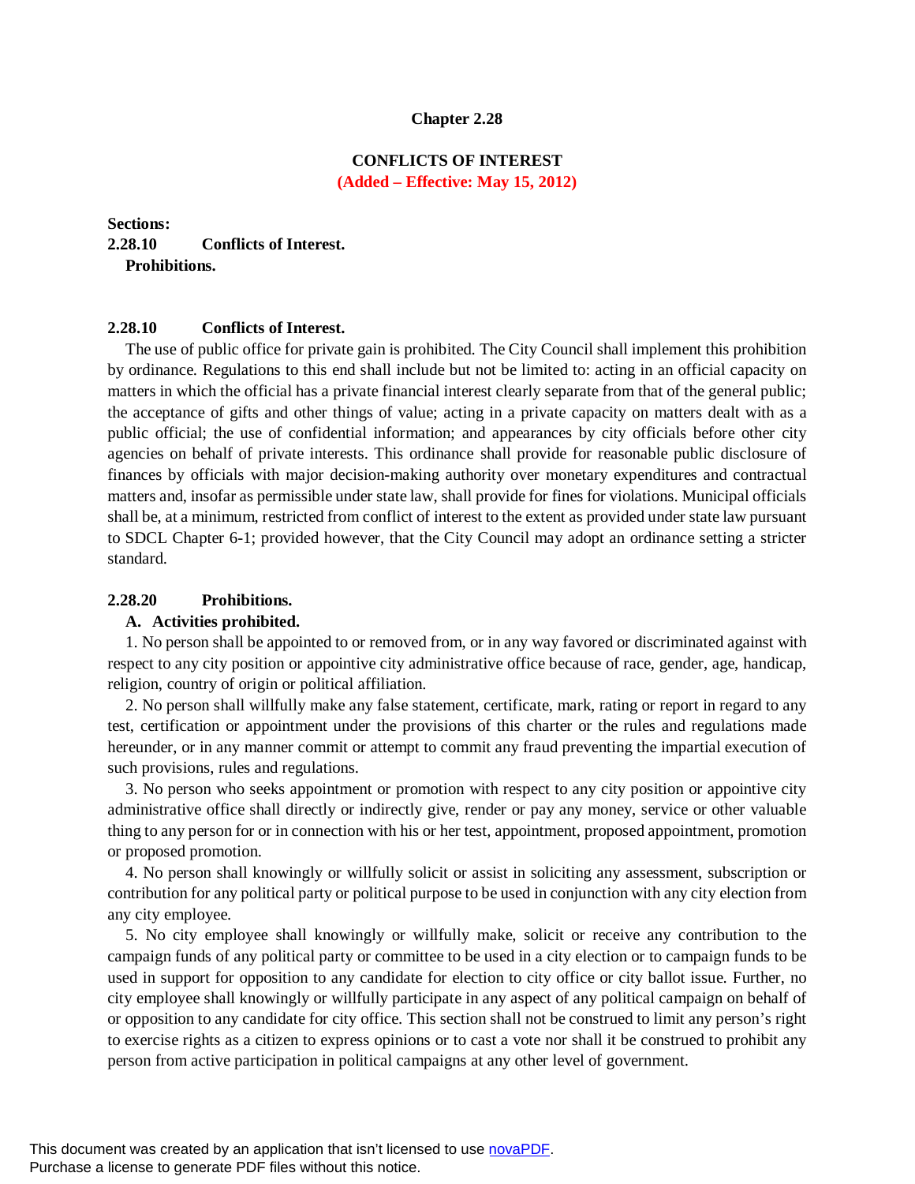# Chapter 2.28

## CONFLICTS OF INTEREST

**(Added – Effective: May 15, 2012)**

**Sections:**

**2.28.10 Conflicts of Interest.**

**Prohibitions.**

### 2.28.10 Conflicts of Interest.

The use of public office for private gain is prohibited. The City Council shall implement this prohibition by ordinance. Regulations to this end shall include but not be limited to: acting in an official capacity on matters in which the official has a private financial interest clearly separate from that of the general public; the acceptance of gifts and other things of value; acting in a private capacity on matters dealt with as a public official; the use of confidential information; and appearances by city officials before other city agencies on behalf of private interests. This ordinance shall provide for reasonable public disclosure of finances by officials with major decision-making authority over monetary expenditures and contractual matters and, insofar as permissible under state law, shall provide for fines for violations. Municipal officials shall be, at a minimum, restricted from conflict of interest to the extent as provided under state law pursuant to SDCL Chapter 6-1; provided however, that the City Council may adopt an ordinance setting a stricter standard.

### 2.28.20 Prohibitions.

**A. Activities prohibited.**

1. No person shall be appointed to or removed from, or in any way favored or discriminated against with respect to any city position or appointive city administrative office because of race, gender, age, handicap, religion, country of origin or political affiliation.

2. No person shall willfully make any false statement, certificate, mark, rating or report in regard to any test, certification or appointment under the provisions of this charter or the rules and regulations made hereunder, or in any manner commit or attempt to commit any fraud preventing the impartial execution of such provisions, rules and regulations.

3. No person who seeks appointment or promotion with respect to any city position or appointive city administrative office shall directly or indirectly give, render or pay any money, service or other valuable thing to any person for or in connection with his or her test, appointment, proposed appointment, promotion or proposed promotion.

4. No person shall knowingly or willfully solicit or assist in soliciting any assessment, subscription or contribution for any political party or political purpose to be used in conjunction with any city election from any city employee.

5. No city employee shall knowingly or willfully make, solicit or receive any contribution to the campaign funds of any political party or committee to be used in a city election or to campaign funds to be used in support for opposition to any candidate for election to city office or city ballot issue. Further, no city employee shall knowingly or willfully participate in any aspect of any political campaign on behalf of or opposition to any candidate for city office. This section shall not be construed to limit any person's right to exercise rights as a citizen to express opinions or to cast a vote nor shall it be construed to prohibit any person from active participation in political campaigns at any other level of government.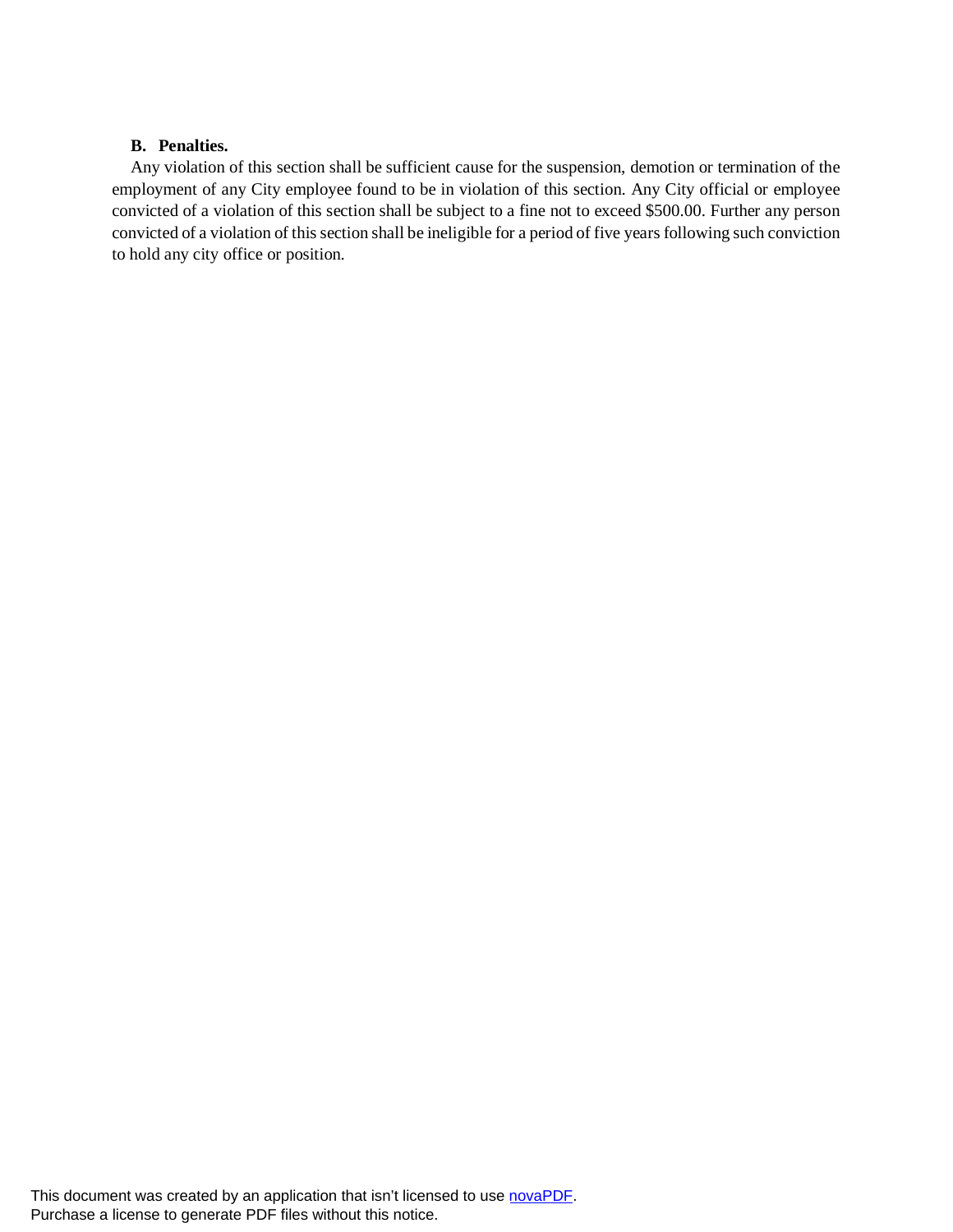**B. Penalties.**

Any violation of this section shall be sufficient cause for the suspension, demotion or termination of the employment of any City employee found to be in violation of this section. Any City official or employee convicted of a violation of this section shall be subject to a fine not to exceed $500.00. Further any person convicted of a violation of this section shall be ineligible for a period of five years following such conviction to hold any city office or position.